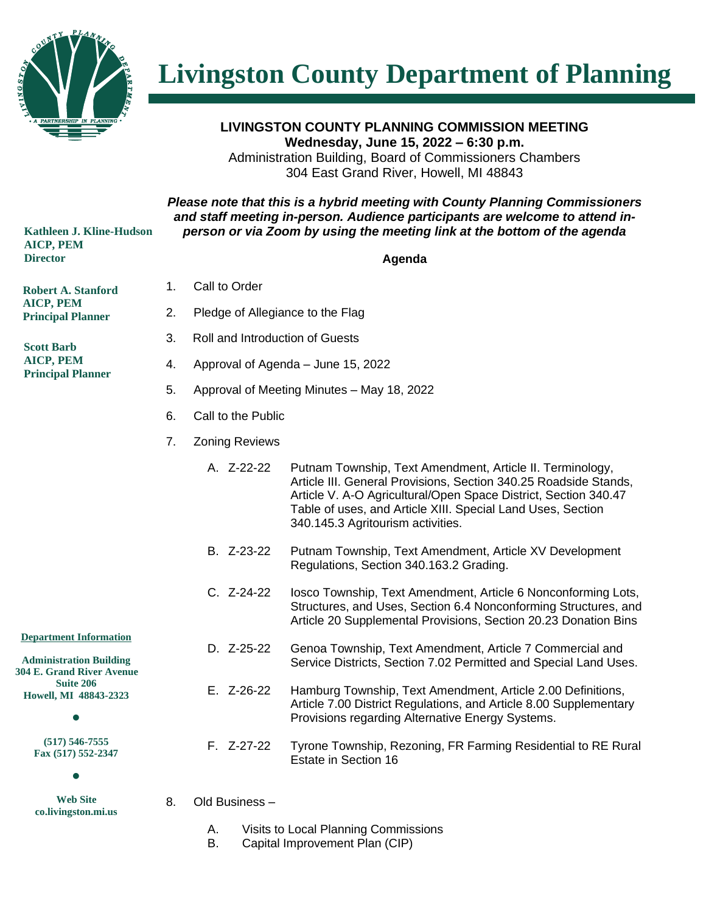# Livingston County Department of Planning

**LIVINGSTON COUNTY PLANNING COMMISSION MEETING**
**Wednesday, June 15, 2022 – 6:30 p.m.**
Administration Building, Board of Commissioners Chambers
304 East Grand River, Howell, MI 48843

***Please note that this is a hybrid meeting with County Planning Commissioners and staff meeting in-person. Audience participants are welcome to attend in-person or via Zoom by using the meeting link at the bottom of the agenda***

**Kathleen J. Kline-Hudson**
**AICP, PEM**
**Director**

**Robert A. Stanford**
**AICP, PEM**
**Principal Planner**

**Scott Barb**
**AICP, PEM**
**Principal Planner**

**Department Information**

**Administration Building**
**304 E. Grand River Avenue**
**Suite 206**
**Howell, MI 48843-2323**

**(517) 546-7555**
**Fax (517) 552-2347**

**Web Site**
**co.livingston.mi.us**

**Agenda**

1. Call to Order
2. Pledge of Allegiance to the Flag
3. Roll and Introduction of Guests
4. Approval of Agenda – June 15, 2022
5. Approval of Meeting Minutes – May 18, 2022
6. Call to the Public
7. Zoning Reviews
   - A. Z-22-22 Putnam Township, Text Amendment, Article II. Terminology, Article III. General Provisions, Section 340.25 Roadside Stands, Article V. A-O Agricultural/Open Space District, Section 340.47 Table of uses, and Article XIII. Special Land Uses, Section 340.145.3 Agritourism activities.
   - B. Z-23-22 Putnam Township, Text Amendment, Article XV Development Regulations, Section 340.163.2 Grading.
   - C. Z-24-22 Iosco Township, Text Amendment, Article 6 Nonconforming Lots, Structures, and Uses, Section 6.4 Nonconforming Structures, and Article 20 Supplemental Provisions, Section 20.23 Donation Bins
   - D. Z-25-22 Genoa Township, Text Amendment, Article 7 Commercial and Service Districts, Section 7.02 Permitted and Special Land Uses.
   - E. Z-26-22 Hamburg Township, Text Amendment, Article 2.00 Definitions, Article 7.00 District Regulations, and Article 8.00 Supplementary Provisions regarding Alternative Energy Systems.
   - F. Z-27-22 Tyrone Township, Rezoning, FR Farming Residential to RE Rural Estate in Section 16
8. Old Business –
   - A. Visits to Local Planning Commissions
   - B. Capital Improvement Plan (CIP)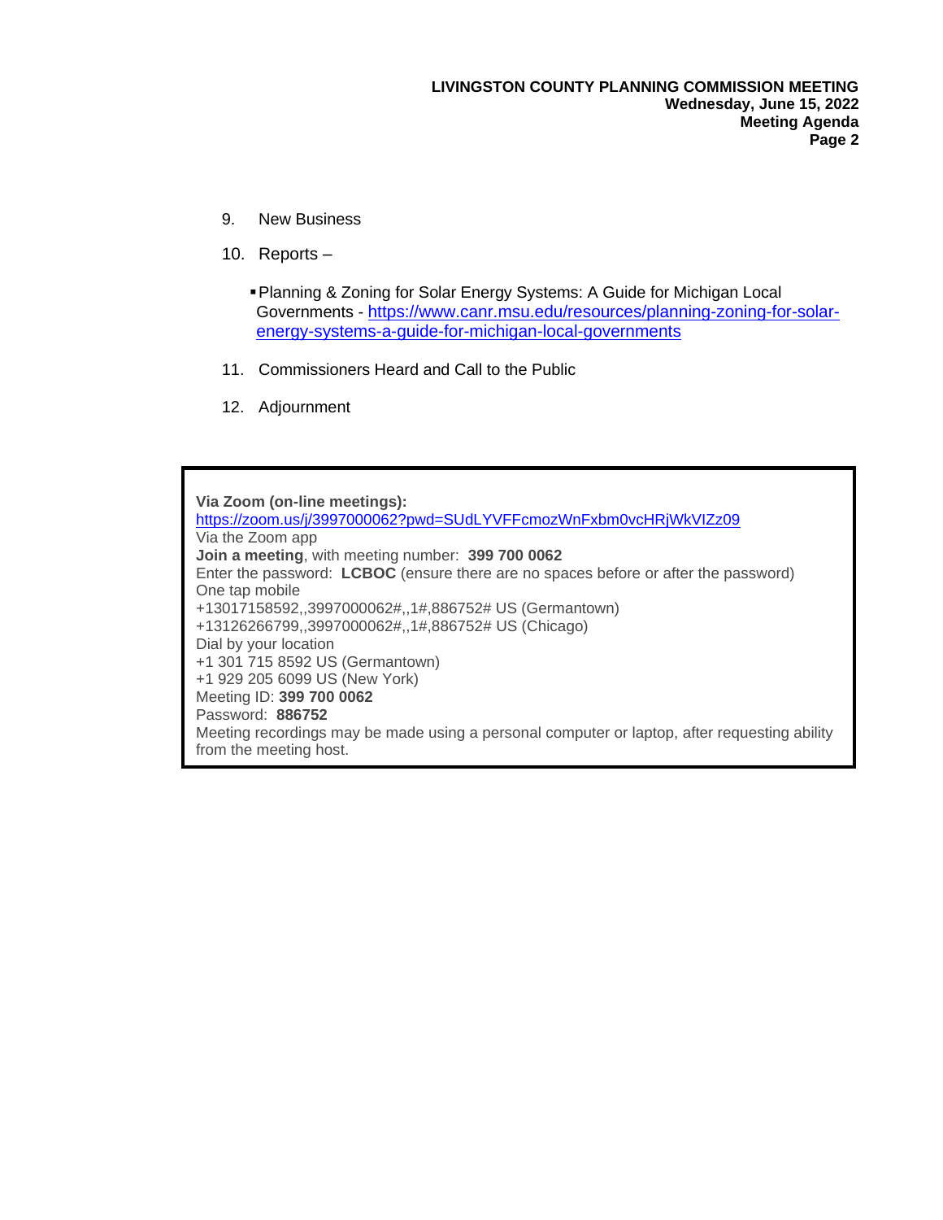9. New Business

10. Reports –

    - Planning & Zoning for Solar Energy Systems: A Guide for Michigan Local Governments - https://www.canr.msu.edu/resources/planning-zoning-for-solar-energy-systems-a-guide-for-michigan-local-governments

11. Commissioners Heard and Call to the Public

12. Adjournment

**Via Zoom (on-line meetings):**
https://zoom.us/j/3997000062?pwd=SUdLYVFFcmozWnFxbm0vcHRjWkVIZz09
Via the Zoom app
**Join a meeting**, with meeting number: **399 700 0062**
Enter the password: **LCBOC** (ensure there are no spaces before or after the password)
One tap mobile
+13017158592,,3997000062#,,1#,886752# US (Germantown)
+13126266799,,3997000062#,,1#,886752# US (Chicago)
Dial by your location
+1 301 715 8592 US (Germantown)
+1 929 205 6099 US (New York)
Meeting ID: **399 700 0062**
Password: **886752**
Meeting recordings may be made using a personal computer or laptop, after requesting ability from the meeting host.